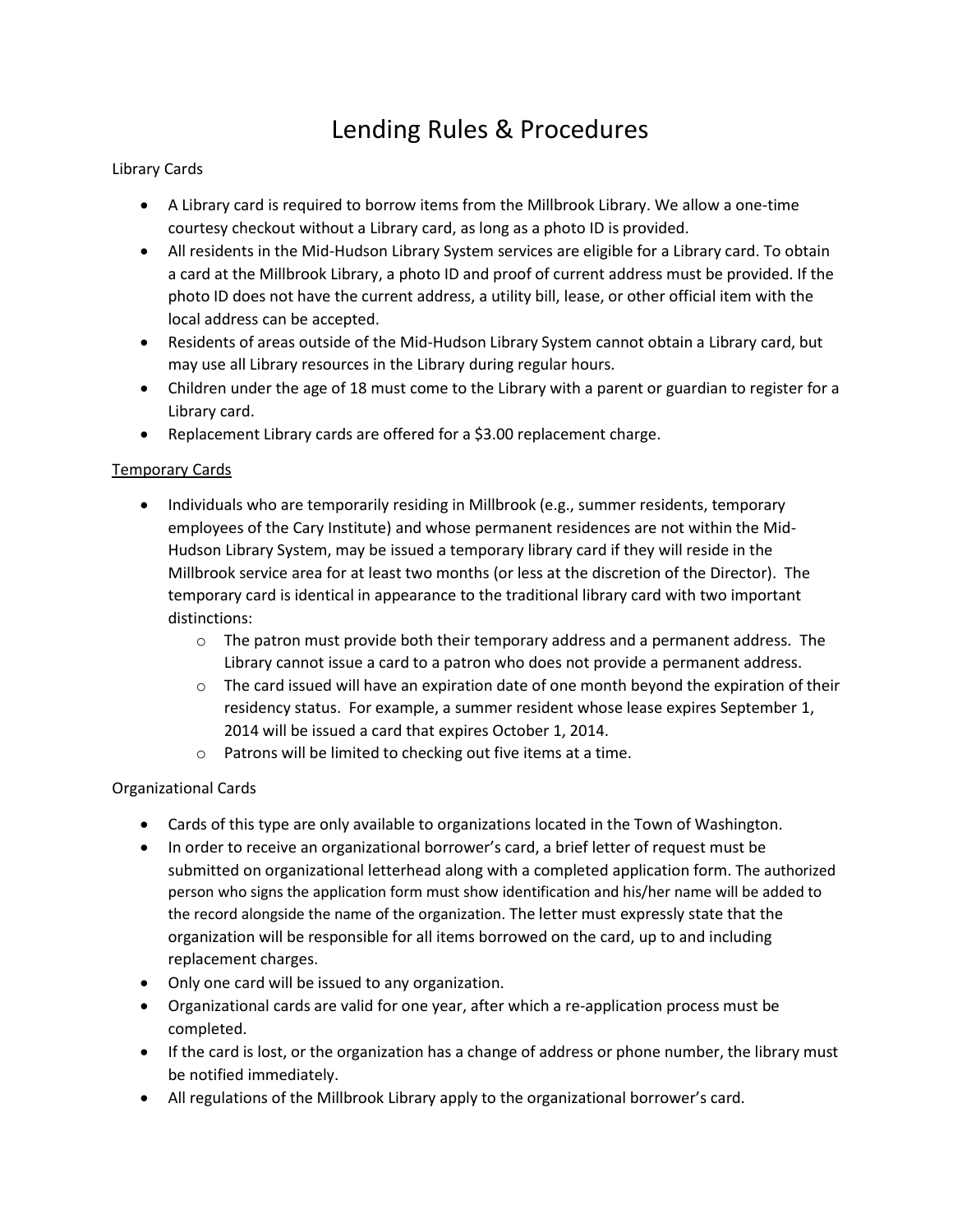# Lending Rules & Procedures

## Library Cards

- A Library card is required to borrow items from the Millbrook Library. We allow a one-time courtesy checkout without a Library card, as long as a photo ID is provided.
- All residents in the Mid-Hudson Library System services are eligible for a Library card. To obtain a card at the Millbrook Library, a photo ID and proof of current address must be provided. If the photo ID does not have the current address, a utility bill, lease, or other official item with the local address can be accepted.
- Residents of areas outside of the Mid-Hudson Library System cannot obtain a Library card, but may use all Library resources in the Library during regular hours.
- Children under the age of 18 must come to the Library with a parent or guardian to register for a Library card.
- Replacement Library cards are offered for a $3.00 replacement charge.

### Temporary Cards

- Individuals who are temporarily residing in Millbrook (e.g., summer residents, temporary employees of the Cary Institute) and whose permanent residences are not within the Mid-Hudson Library System, may be issued a temporary library card if they will reside in the Millbrook service area for at least two months (or less at the discretion of the Director). The temporary card is identical in appearance to the traditional library card with two important distinctions:
  - The patron must provide both their temporary address and a permanent address. The Library cannot issue a card to a patron who does not provide a permanent address.
  - The card issued will have an expiration date of one month beyond the expiration of their residency status. For example, a summer resident whose lease expires September 1, 2014 will be issued a card that expires October 1, 2014.
  - Patrons will be limited to checking out five items at a time.

## Organizational Cards

- Cards of this type are only available to organizations located in the Town of Washington.
- In order to receive an organizational borrower's card, a brief letter of request must be submitted on organizational letterhead along with a completed application form. The authorized person who signs the application form must show identification and his/her name will be added to the record alongside the name of the organization. The letter must expressly state that the organization will be responsible for all items borrowed on the card, up to and including replacement charges.
- Only one card will be issued to any organization.
- Organizational cards are valid for one year, after which a re-application process must be completed.
- If the card is lost, or the organization has a change of address or phone number, the library must be notified immediately.
- All regulations of the Millbrook Library apply to the organizational borrower's card.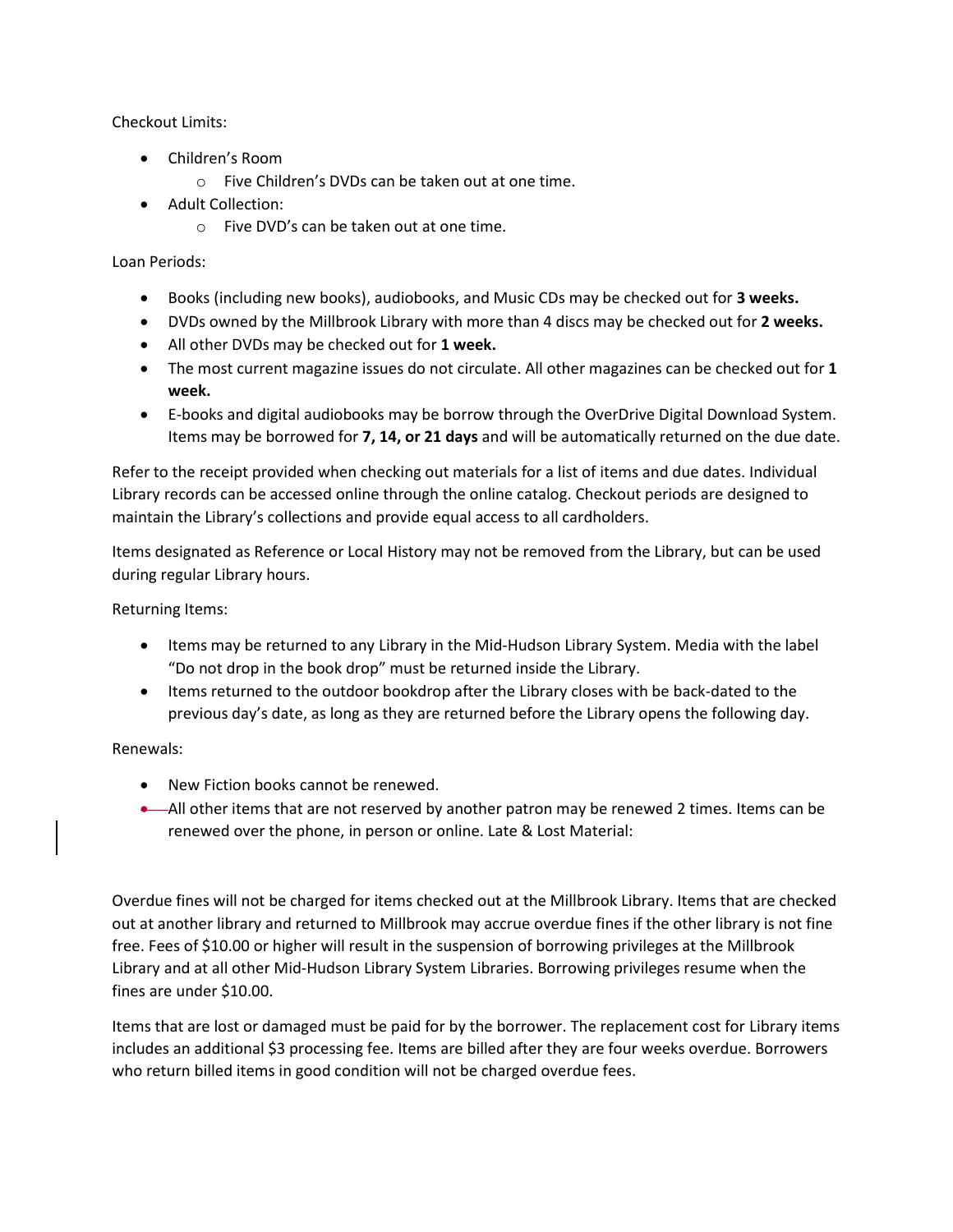Checkout Limits:

- Children's Room
  - Five Children's DVDs can be taken out at one time.
- Adult Collection:
  - Five DVD's can be taken out at one time.

Loan Periods:

- Books (including new books), audiobooks, and Music CDs may be checked out for **3 weeks.**
- DVDs owned by the Millbrook Library with more than 4 discs may be checked out for **2 weeks.**
- All other DVDs may be checked out for **1 week.**
- The most current magazine issues do not circulate. All other magazines can be checked out for **1 week.**
- E-books and digital audiobooks may be borrow through the OverDrive Digital Download System. Items may be borrowed for **7, 14, or 21 days** and will be automatically returned on the due date.

Refer to the receipt provided when checking out materials for a list of items and due dates. Individual Library records can be accessed online through the online catalog. Checkout periods are designed to maintain the Library's collections and provide equal access to all cardholders.

Items designated as Reference or Local History may not be removed from the Library, but can be used during regular Library hours.

Returning Items:

- Items may be returned to any Library in the Mid-Hudson Library System. Media with the label "Do not drop in the book drop" must be returned inside the Library.
- Items returned to the outdoor bookdrop after the Library closes with be back-dated to the previous day's date, as long as they are returned before the Library opens the following day.

Renewals:

- New Fiction books cannot be renewed.
- All other items that are not reserved by another patron may be renewed 2 times. Items can be renewed over the phone, in person or online. Late & Lost Material:

Overdue fines will not be charged for items checked out at the Millbrook Library. Items that are checked out at another library and returned to Millbrook may accrue overdue fines if the other library is not fine free. Fees of $10.00 or higher will result in the suspension of borrowing privileges at the Millbrook Library and at all other Mid-Hudson Library System Libraries. Borrowing privileges resume when the fines are under $10.00.

Items that are lost or damaged must be paid for by the borrower. The replacement cost for Library items includes an additional $3 processing fee. Items are billed after they are four weeks overdue. Borrowers who return billed items in good condition will not be charged overdue fees.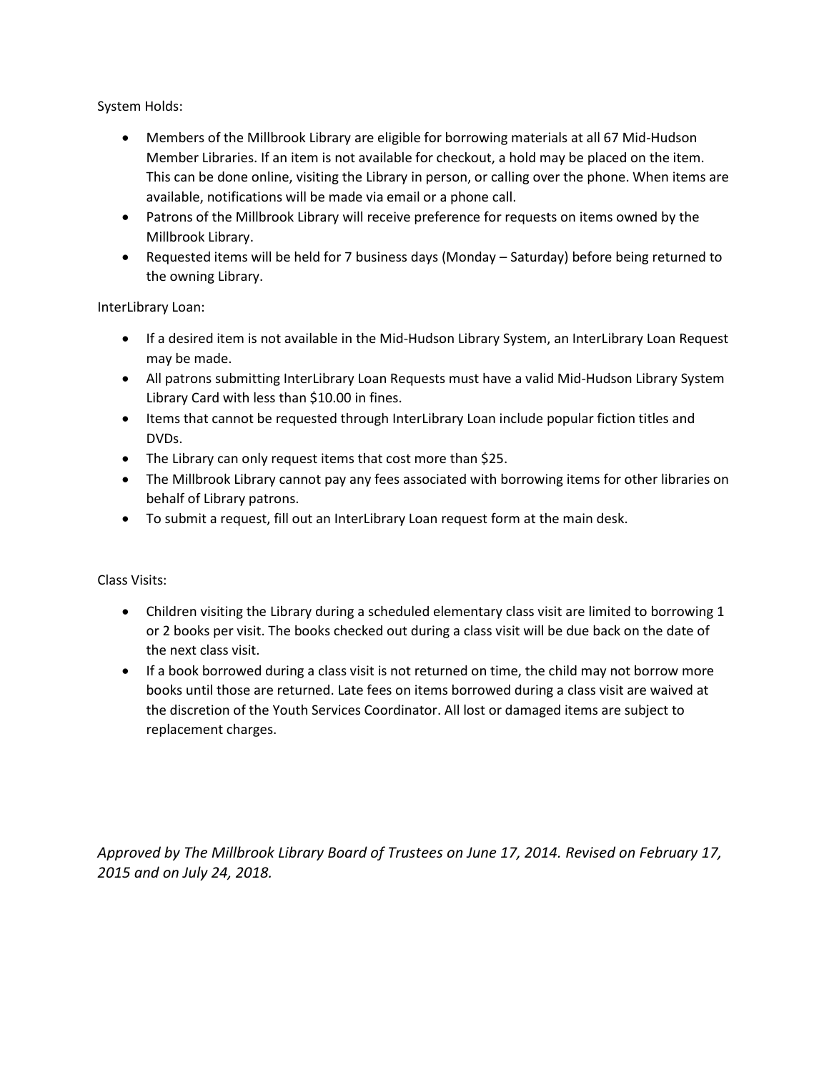System Holds:

- Members of the Millbrook Library are eligible for borrowing materials at all 67 Mid-Hudson Member Libraries. If an item is not available for checkout, a hold may be placed on the item. This can be done online, visiting the Library in person, or calling over the phone. When items are available, notifications will be made via email or a phone call.
- Patrons of the Millbrook Library will receive preference for requests on items owned by the Millbrook Library.
- Requested items will be held for 7 business days (Monday – Saturday) before being returned to the owning Library.

InterLibrary Loan:

- If a desired item is not available in the Mid-Hudson Library System, an InterLibrary Loan Request may be made.
- All patrons submitting InterLibrary Loan Requests must have a valid Mid-Hudson Library System Library Card with less than $10.00 in fines.
- Items that cannot be requested through InterLibrary Loan include popular fiction titles and DVDs.
- The Library can only request items that cost more than $25.
- The Millbrook Library cannot pay any fees associated with borrowing items for other libraries on behalf of Library patrons.
- To submit a request, fill out an InterLibrary Loan request form at the main desk.

Class Visits:

- Children visiting the Library during a scheduled elementary class visit are limited to borrowing 1 or 2 books per visit. The books checked out during a class visit will be due back on the date of the next class visit.
- If a book borrowed during a class visit is not returned on time, the child may not borrow more books until those are returned. Late fees on items borrowed during a class visit are waived at the discretion of the Youth Services Coordinator. All lost or damaged items are subject to replacement charges.

*Approved by The Millbrook Library Board of Trustees on June 17, 2014. Revised on February 17, 2015 and on July 24, 2018.*